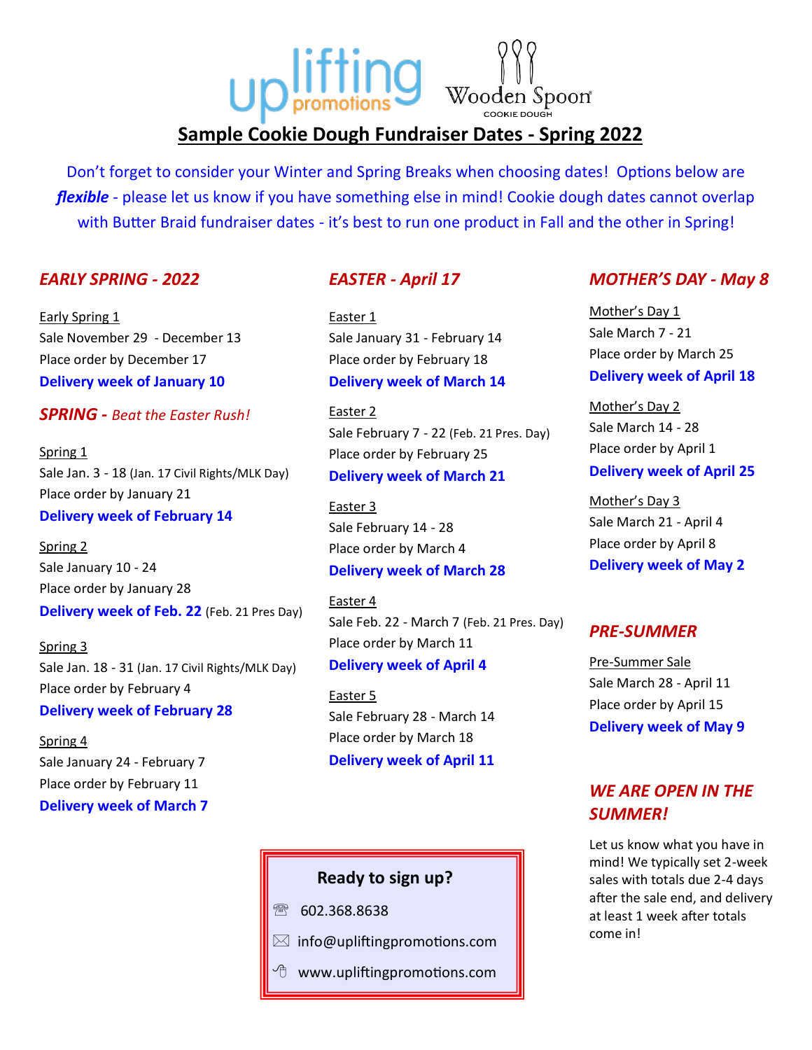upliftingpromotions   Wooden Spoon COOKIE DOUGH

# Sample Cookie Dough Fundraiser Dates - Spring 2022

Don't forget to consider your Winter and Spring Breaks when choosing dates! Options below are ***flexible*** - please let us know if you have something else in mind! Cookie dough dates cannot overlap with Butter Braid fundraiser dates - it's best to run one product in Fall and the other in Spring!

## *EARLY SPRING - 2022*

Early Spring 1
Sale November 29 - December 13
Place order by December 17
**Delivery week of January 10**

## *SPRING - Beat the Easter Rush!*

Spring 1
Sale Jan. 3 - 18 (Jan. 17 Civil Rights/MLK Day)
Place order by January 21
**Delivery week of February 14**

Spring 2
Sale January 10 - 24
Place order by January 28
**Delivery week of Feb. 22** (Feb. 21 Pres Day)

Spring 3
Sale Jan. 18 - 31 (Jan. 17 Civil Rights/MLK Day)
Place order by February 4
**Delivery week of February 28**

Spring 4
Sale January 24 - February 7
Place order by February 11
**Delivery week of March 7**

## *EASTER - April 17*

Easter 1
Sale January 31 - February 14
Place order by February 18
**Delivery week of March 14**

Easter 2
Sale February 7 - 22 (Feb. 21 Pres. Day)
Place order by February 25
**Delivery week of March 21**

Easter 3
Sale February 14 - 28
Place order by March 4
**Delivery week of March 28**

Easter 4
Sale Feb. 22 - March 7 (Feb. 21 Pres. Day)
Place order by March 11
**Delivery week of April 4**

Easter 5
Sale February 28 - March 14
Place order by March 18
**Delivery week of April 11**

## *MOTHER'S DAY - May 8*

Mother's Day 1
Sale March 7 - 21
Place order by March 25
**Delivery week of April 18**

Mother's Day 2
Sale March 14 - 28
Place order by April 1
**Delivery week of April 25**

Mother's Day 3
Sale March 21 - April 4
Place order by April 8
**Delivery week of May 2**

## *PRE-SUMMER*

Pre-Summer Sale
Sale March 28 - April 11
Place order by April 15
**Delivery week of May 9**

## *WE ARE OPEN IN THE SUMMER!*

Let us know what you have in mind! We typically set 2-week sales with totals due 2-4 days after the sale end, and delivery at least 1 week after totals come in!

**Ready to sign up?**

☏ 602.368.8638

✉ info@upliftingpromotions.com

www.upliftingpromotions.com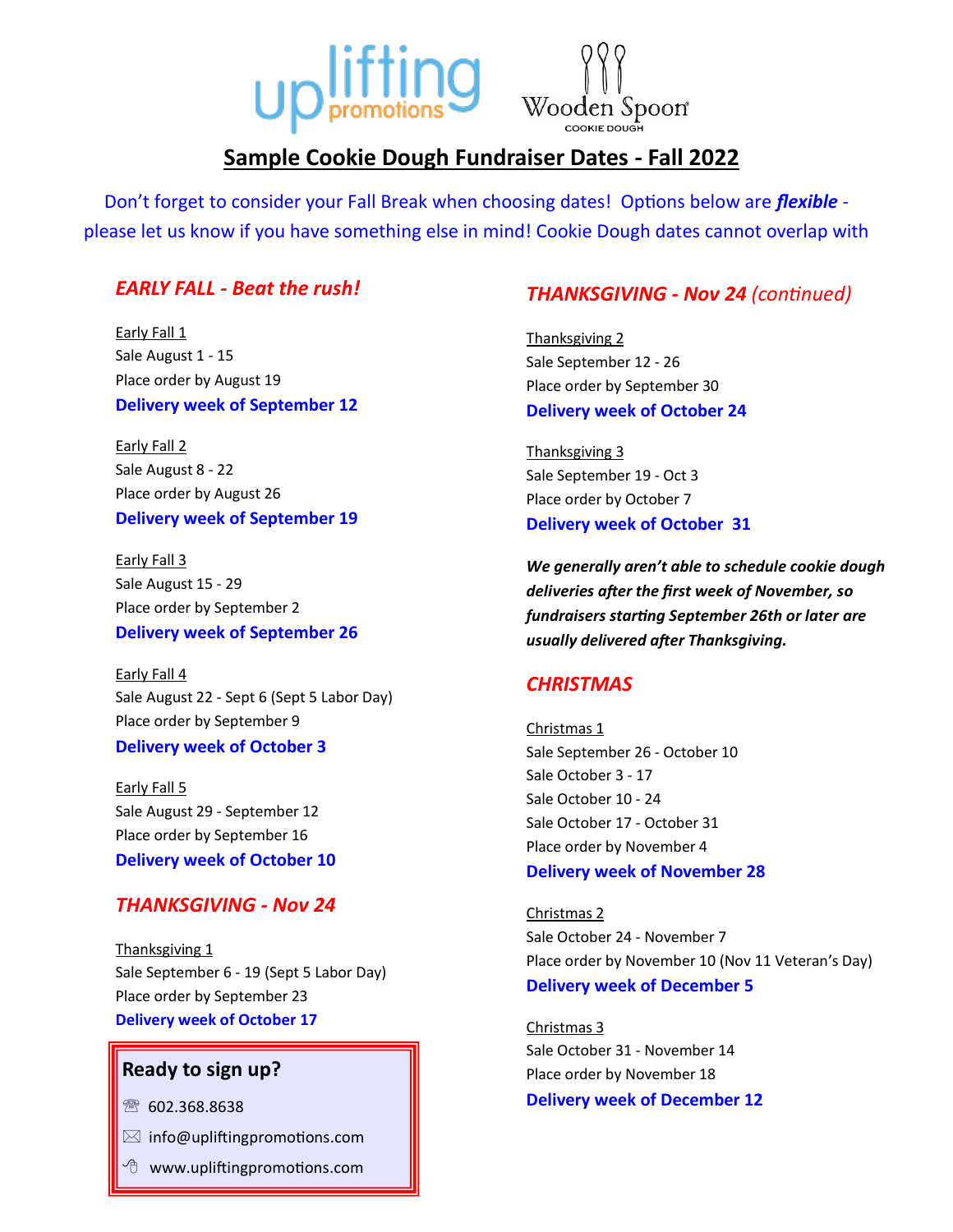uplifting promotions Wooden Spoon COOKIE DOUGH

# Sample Cookie Dough Fundraiser Dates - Fall 2022

Don't forget to consider your Fall Break when choosing dates! Options below are ***flexible*** - please let us know if you have something else in mind! Cookie Dough dates cannot overlap with

## *EARLY FALL - Beat the rush!*

Early Fall 1
Sale August 1 - 15
Place order by August 19
**Delivery week of September 12**

Early Fall 2
Sale August 8 - 22
Place order by August 26
**Delivery week of September 19**

Early Fall 3
Sale August 15 - 29
Place order by September 2
**Delivery week of September 26**

Early Fall 4
Sale August 22 - Sept 6 (Sept 5 Labor Day)
Place order by September 9
**Delivery week of October 3**

Early Fall 5
Sale August 29 - September 12
Place order by September 16
**Delivery week of October 10**

## *THANKSGIVING - Nov 24*

Thanksgiving 1
Sale September 6 - 19 (Sept 5 Labor Day)
Place order by September 23
**Delivery week of October 17**

**Ready to sign up?**

☏ 602.368.8638
✉ info@upliftingpromotions.com
www.upliftingpromotions.com

## *THANKSGIVING - Nov 24 (continued)*

Thanksgiving 2
Sale September 12 - 26
Place order by September 30
**Delivery week of October 24**

Thanksgiving 3
Sale September 19 - Oct 3
Place order by October 7
**Delivery week of October 31**

***We generally aren't able to schedule cookie dough deliveries after the first week of November, so fundraisers starting September 26th or later are usually delivered after Thanksgiving.***

## *CHRISTMAS*

Christmas 1
Sale September 26 - October 10
Sale October 3 - 17
Sale October 10 - 24
Sale October 17 - October 31
Place order by November 4
**Delivery week of November 28**

Christmas 2
Sale October 24 - November 7
Place order by November 10 (Nov 11 Veteran's Day)
**Delivery week of December 5**

Christmas 3
Sale October 31 - November 14
Place order by November 18
**Delivery week of December 12**